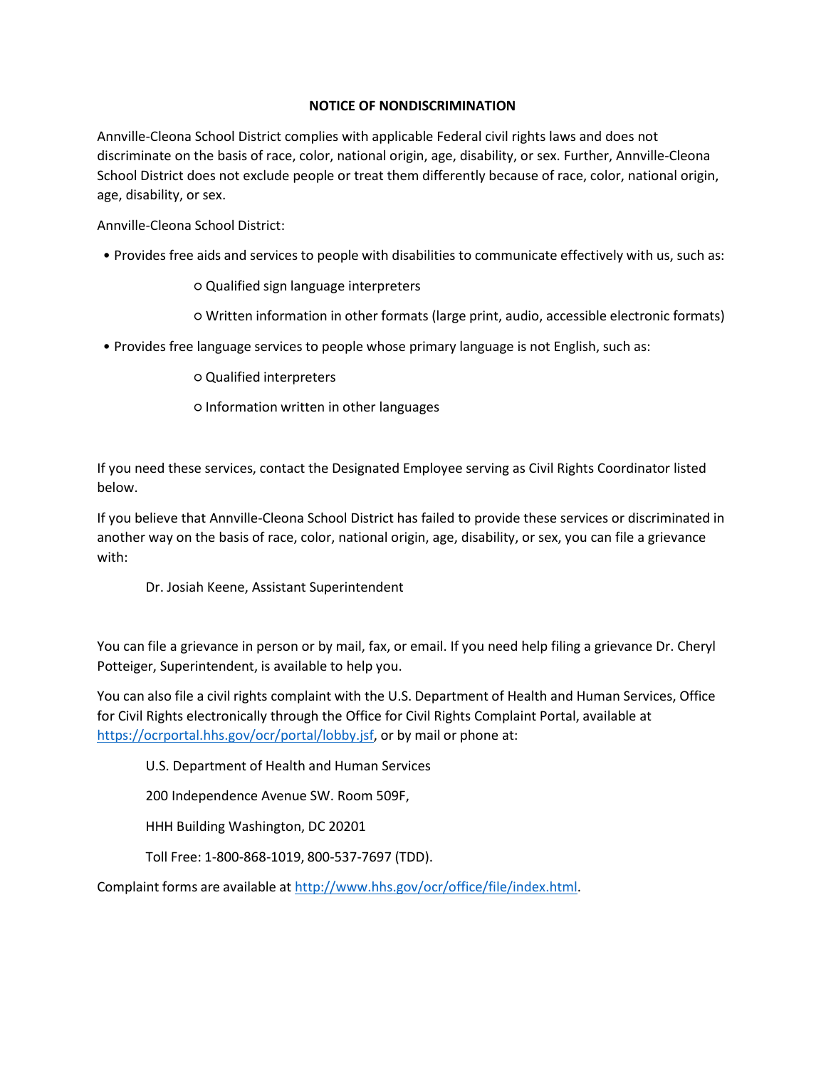# NOTICE OF NONDISCRIMINATION

Annville-Cleona School District complies with applicable Federal civil rights laws and does not discriminate on the basis of race, color, national origin, age, disability, or sex. Further, Annville-Cleona School District does not exclude people or treat them differently because of race, color, national origin, age, disability, or sex.

Annville-Cleona School District:

- Provides free aids and services to people with disabilities to communicate effectively with us, such as:
  - Qualified sign language interpreters
  - Written information in other formats (large print, audio, accessible electronic formats)
- Provides free language services to people whose primary language is not English, such as:
  - Qualified interpreters
  - Information written in other languages

If you need these services, contact the Designated Employee serving as Civil Rights Coordinator listed below.

If you believe that Annville-Cleona School District has failed to provide these services or discriminated in another way on the basis of race, color, national origin, age, disability, or sex, you can file a grievance with:

Dr. Josiah Keene, Assistant Superintendent

You can file a grievance in person or by mail, fax, or email. If you need help filing a grievance Dr. Cheryl Potteiger, Superintendent, is available to help you.

You can also file a civil rights complaint with the U.S. Department of Health and Human Services, Office for Civil Rights electronically through the Office for Civil Rights Complaint Portal, available at https://ocrportal.hhs.gov/ocr/portal/lobby.jsf, or by mail or phone at:

U.S. Department of Health and Human Services

200 Independence Avenue SW. Room 509F,

HHH Building Washington, DC 20201

Toll Free: 1-800-868-1019, 800-537-7697 (TDD).

Complaint forms are available at http://www.hhs.gov/ocr/office/file/index.html.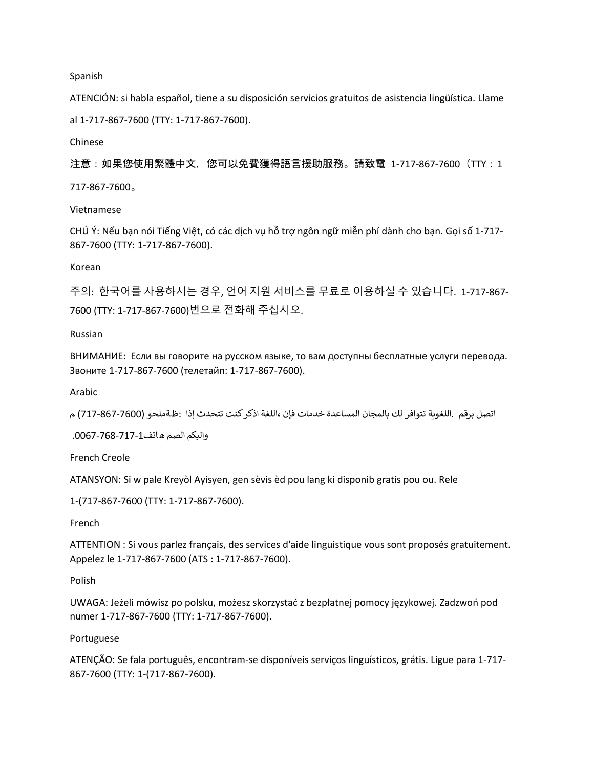Spanish

ATENCIÓN: si habla español, tiene a su disposición servicios gratuitos de asistencia lingüística. Llame al 1-717-867-7600 (TTY: 1-717-867-7600).

Chinese

注意：如果您使用繁體中文，您可以免費獲得語言援助服務。請致電 1-717-867-7600（TTY：1 717-867-7600。

Vietnamese

CHÚ Ý: Nếu bạn nói Tiếng Việt, có các dịch vụ hỗ trợ ngôn ngữ miễn phí dành cho bạn. Gọi số 1-717-867-7600 (TTY: 1-717-867-7600).

Korean

주의: 한국어를 사용하시는 경우, 언어 지원 서비스를 무료로 이용하실 수 있습니다. 1-717-867-7600 (TTY: 1-717-867-7600)번으로 전화해 주십시오.

Russian

ВНИМАНИЕ: Если вы говорите на русском языке, то вам доступны бесплатные услуги перевода. Звоните 1-717-867-7600 (телетайп: 1-717-867-7600).

Arabic

ملحوظة: إذا كنت تتحدث اذكر اللغة، فإن خدمات المساعدة اللغوية تتوافر لك بالمجان. اتصل برقم (717-867-7600) م

والبكم الصم هاتف1-717-867-7600.

French Creole

ATANSYON: Si w pale Kreyòl Ayisyen, gen sèvis èd pou lang ki disponib gratis pou ou. Rele 1-(717-867-7600 (TTY: 1-717-867-7600).

French

ATTENTION : Si vous parlez français, des services d'aide linguistique vous sont proposés gratuitement. Appelez le 1-717-867-7600 (ATS : 1-717-867-7600).

Polish

UWAGA: Jeżeli mówisz po polsku, możesz skorzystać z bezpłatnej pomocy językowej. Zadzwoń pod numer 1-717-867-7600 (TTY: 1-717-867-7600).

Portuguese

ATENÇÃO: Se fala português, encontram-se disponíveis serviços linguísticos, grátis. Ligue para 1-717-867-7600 (TTY: 1-(717-867-7600).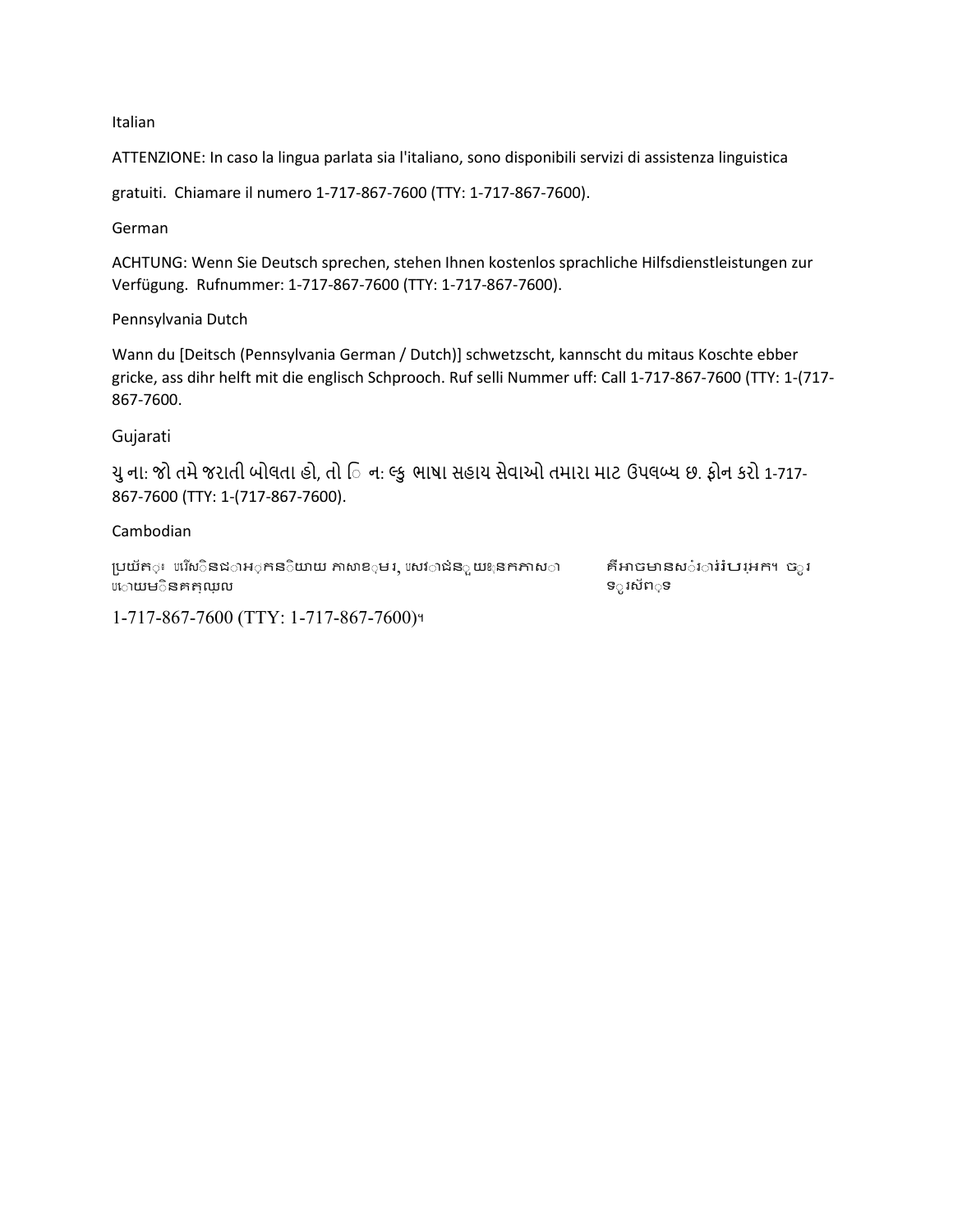Italian

ATTENZIONE: In caso la lingua parlata sia l'italiano, sono disponibili servizi di assistenza linguistica

gratuiti. Chiamare il numero 1-717-867-7600 (TTY: 1-717-867-7600).

German

ACHTUNG: Wenn Sie Deutsch sprechen, stehen Ihnen kostenlos sprachliche Hilfsdienstleistungen zur Verfügung. Rufnummer: 1-717-867-7600 (TTY: 1-717-867-7600).

Pennsylvania Dutch

Wann du [Deitsch (Pennsylvania German / Dutch)] schwetzscht, kannscht du mitaus Koschte ebber gricke, ass dihr helft mit die englisch Schprooch. Ruf selli Nummer uff: Call 1-717-867-7600 (TTY: 1-(717-867-7600.

Gujarati

ચુ ના: જો તમે જરાતી બોલતા હો, તો િ ન: લ્કુ ભાષા સહાય સેવાઓ તમારા માટ ઉપલબ્ધ છ. ફોન કરો 1-717-867-7600 (TTY: 1-(717-867-7600).

Cambodian

ប្រយ័ត្ន៖ បើសិនជាអ្នកនិយាយ ភាសាខ្មែរ, សេវាជំនួយផ្នែកភាសា ដោយមិនគិតឈ្នួល គឺអាចមានសំរាប់បំរើអ្នក។ ចូរ ទូរស័ព្ទ

1-717-867-7600 (TTY: 1-717-867-7600)។